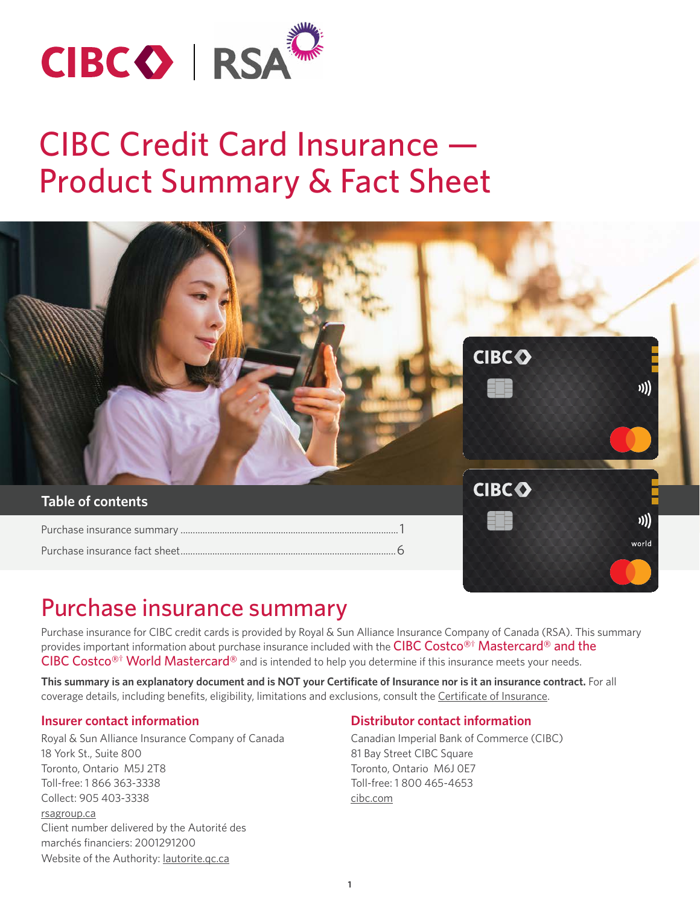# CIBC Credit Card Insurance — Product Summary & Fact Sheet

## Table of contents

Purchase insurance summary ........................................ 1

Purchase insurance fact sheet ........................................ 6

# Purchase insurance summary

Purchase insurance for CIBC credit cards is provided by Royal & Sun Alliance Insurance Company of Canada (RSA). This summary provides important information about purchase insurance included with the CIBC Costco®† Mastercard® and the CIBC Costco®† World Mastercard® and is intended to help you determine if this insurance meets your needs.

**This summary is an explanatory document and is NOT your Certificate of Insurance nor is it an insurance contract.** For all coverage details, including benefits, eligibility, limitations and exclusions, consult the Certificate of Insurance.

### Insurer contact information

Royal & Sun Alliance Insurance Company of Canada
18 York St., Suite 800
Toronto, Ontario M5J 2T8
Toll-free: 1 866 363-3338
Collect: 905 403-3338
rsagroup.ca
Client number delivered by the Autorité des marchés financiers: 2001291200
Website of the Authority: lautorite.qc.ca

### Distributor contact information

Canadian Imperial Bank of Commerce (CIBC)
81 Bay Street CIBC Square
Toronto, Ontario M6J 0E7
Toll-free: 1 800 465-4653
cibc.com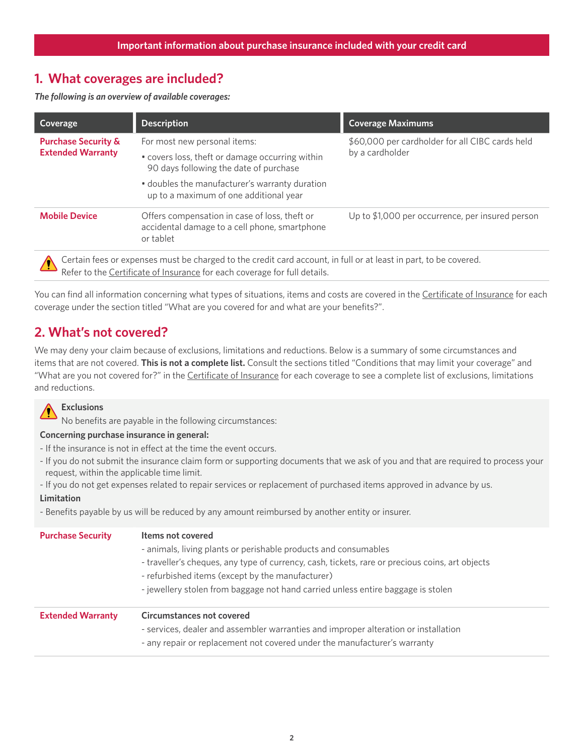**Important information about purchase insurance included with your credit card**

## 1. What coverages are included?

***The following is an overview of available coverages:***

| Coverage | Description | Coverage Maximums |
|---|---|---|
| **Purchase Security & Extended Warranty** | For most new personal items:<br>• covers loss, theft or damage occurring within 90 days following the date of purchase<br>• doubles the manufacturer's warranty duration up to a maximum of one additional year | $60,000 per cardholder for all CIBC cards held by a cardholder |
| **Mobile Device** | Offers compensation in case of loss, theft or accidental damage to a cell phone, smartphone or tablet | Up to $1,000 per occurrence, per insured person |

Certain fees or expenses must be charged to the credit card account, in full or at least in part, to be covered. Refer to the Certificate of Insurance for each coverage for full details.

You can find all information concerning what types of situations, items and costs are covered in the Certificate of Insurance for each coverage under the section titled "What are you covered for and what are your benefits?".

## 2. What's not covered?

We may deny your claim because of exclusions, limitations and reductions. Below is a summary of some circumstances and items that are not covered. **This is not a complete list.** Consult the sections titled "Conditions that may limit your coverage" and "What are you not covered for?" in the Certificate of Insurance for each coverage to see a complete list of exclusions, limitations and reductions.

**Exclusions**

No benefits are payable in the following circumstances:

**Concerning purchase insurance in general:**

- If the insurance is not in effect at the time the event occurs.
- If you do not submit the insurance claim form or supporting documents that we ask of you and that are required to process your request, within the applicable time limit.
- If you do not get expenses related to repair services or replacement of purchased items approved in advance by us.

**Limitation**

- Benefits payable by us will be reduced by any amount reimbursed by another entity or insurer.

| | |
|---|---|
| **Purchase Security** | **Items not covered**<br>- animals, living plants or perishable products and consumables<br>- traveller's cheques, any type of currency, cash, tickets, rare or precious coins, art objects<br>- refurbished items (except by the manufacturer)<br>- jewellery stolen from baggage not hand carried unless entire baggage is stolen |
| **Extended Warranty** | **Circumstances not covered**<br>- services, dealer and assembler warranties and improper alteration or installation<br>- any repair or replacement not covered under the manufacturer's warranty |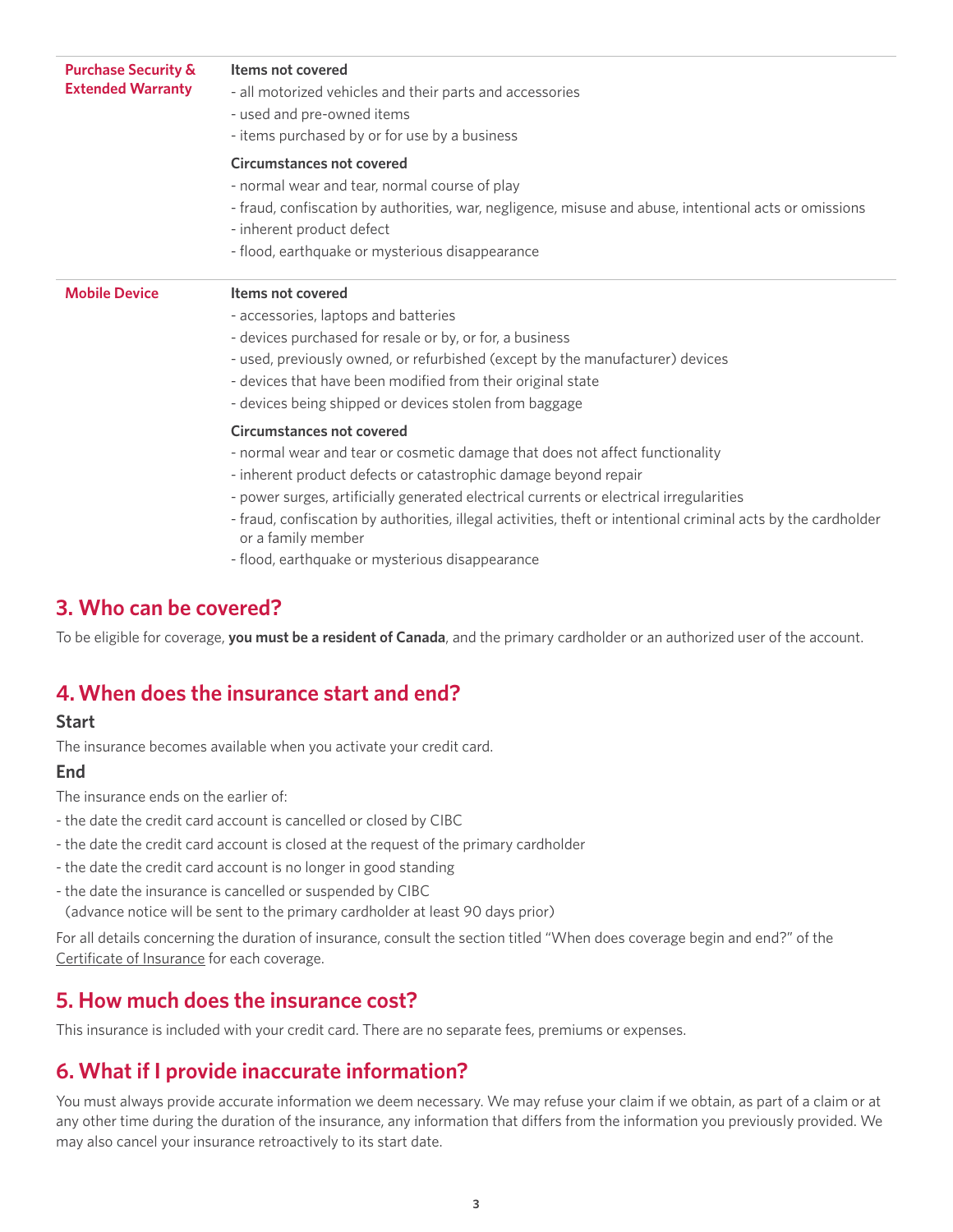| | |
|---|---|
| **Purchase Security & Extended Warranty** | **Items not covered**<br>- all motorized vehicles and their parts and accessories<br>- used and pre-owned items<br>- items purchased by or for use by a business<br><br>**Circumstances not covered**<br>- normal wear and tear, normal course of play<br>- fraud, confiscation by authorities, war, negligence, misuse and abuse, intentional acts or omissions<br>- inherent product defect<br>- flood, earthquake or mysterious disappearance |
| **Mobile Device** | **Items not covered**<br>- accessories, laptops and batteries<br>- devices purchased for resale or by, or for, a business<br>- used, previously owned, or refurbished (except by the manufacturer) devices<br>- devices that have been modified from their original state<br>- devices being shipped or devices stolen from baggage<br><br>**Circumstances not covered**<br>- normal wear and tear or cosmetic damage that does not affect functionality<br>- inherent product defects or catastrophic damage beyond repair<br>- power surges, artificially generated electrical currents or electrical irregularities<br>- fraud, confiscation by authorities, illegal activities, theft or intentional criminal acts by the cardholder or a family member<br>- flood, earthquake or mysterious disappearance |

## 3. Who can be covered?

To be eligible for coverage, **you must be a resident of Canada**, and the primary cardholder or an authorized user of the account.

## 4. When does the insurance start and end?

### Start

The insurance becomes available when you activate your credit card.

### End

The insurance ends on the earlier of:

- the date the credit card account is cancelled or closed by CIBC
- the date the credit card account is closed at the request of the primary cardholder
- the date the credit card account is no longer in good standing
- the date the insurance is cancelled or suspended by CIBC (advance notice will be sent to the primary cardholder at least 90 days prior)

For all details concerning the duration of insurance, consult the section titled "When does coverage begin and end?" of the Certificate of Insurance for each coverage.

## 5. How much does the insurance cost?

This insurance is included with your credit card. There are no separate fees, premiums or expenses.

## 6. What if I provide inaccurate information?

You must always provide accurate information we deem necessary. We may refuse your claim if we obtain, as part of a claim or at any other time during the duration of the insurance, any information that differs from the information you previously provided. We may also cancel your insurance retroactively to its start date.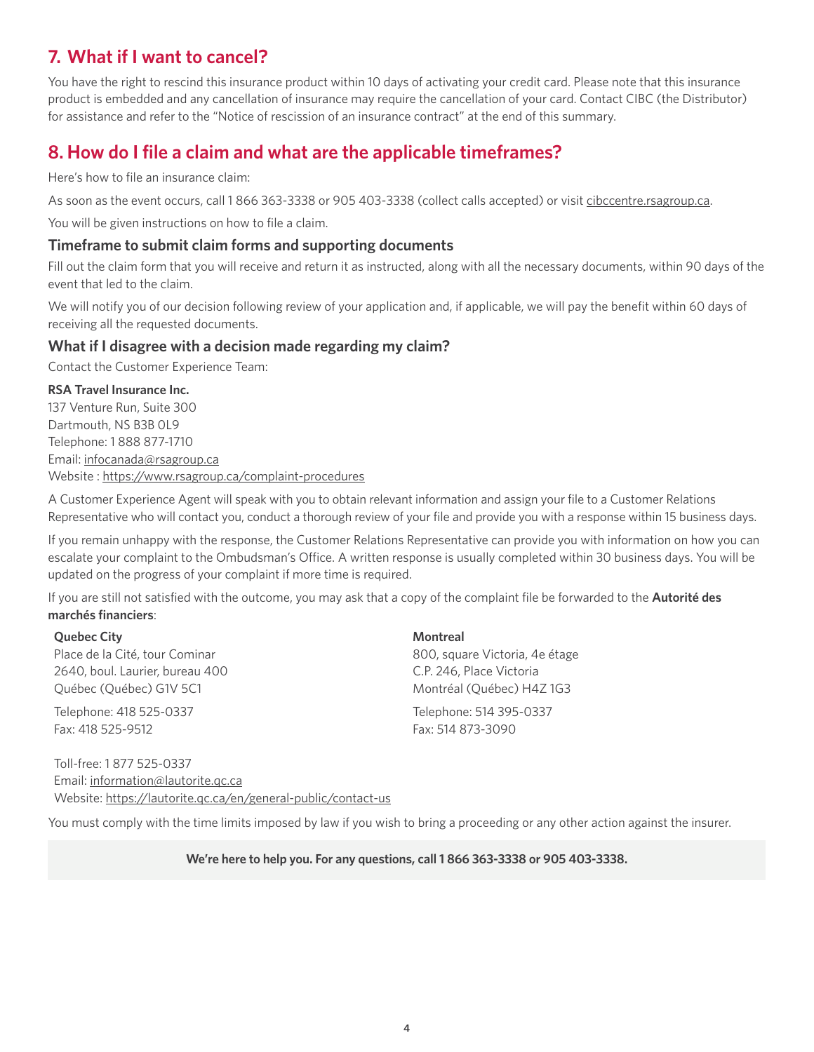## 7. What if I want to cancel?

You have the right to rescind this insurance product within 10 days of activating your credit card. Please note that this insurance product is embedded and any cancellation of insurance may require the cancellation of your card. Contact CIBC (the Distributor) for assistance and refer to the "Notice of rescission of an insurance contract" at the end of this summary.

## 8. How do I file a claim and what are the applicable timeframes?

Here's how to file an insurance claim:

As soon as the event occurs, call 1 866 363-3338 or 905 403-3338 (collect calls accepted) or visit cibccentre.rsagroup.ca.

You will be given instructions on how to file a claim.

### Timeframe to submit claim forms and supporting documents

Fill out the claim form that you will receive and return it as instructed, along with all the necessary documents, within 90 days of the event that led to the claim.

We will notify you of our decision following review of your application and, if applicable, we will pay the benefit within 60 days of receiving all the requested documents.

### What if I disagree with a decision made regarding my claim?

Contact the Customer Experience Team:

**RSA Travel Insurance Inc.**
137 Venture Run, Suite 300
Dartmouth, NS B3B 0L9
Telephone: 1 888 877-1710
Email: infocanada@rsagroup.ca
Website : https://www.rsagroup.ca/complaint-procedures

A Customer Experience Agent will speak with you to obtain relevant information and assign your file to a Customer Relations Representative who will contact you, conduct a thorough review of your file and provide you with a response within 15 business days.

If you remain unhappy with the response, the Customer Relations Representative can provide you with information on how you can escalate your complaint to the Ombudsman's Office. A written response is usually completed within 30 business days. You will be updated on the progress of your complaint if more time is required.

If you are still not satisfied with the outcome, you may ask that a copy of the complaint file be forwarded to the **Autorité des marchés financiers**:

**Quebec City**
Place de la Cité, tour Cominar
2640, boul. Laurier, bureau 400
Québec (Québec) G1V 5C1

Telephone: 418 525-0337
Fax: 418 525-9512

**Montreal**
800, square Victoria, 4e étage
C.P. 246, Place Victoria
Montréal (Québec) H4Z 1G3

Telephone: 514 395-0337
Fax: 514 873-3090

Toll-free: 1 877 525-0337
Email: information@lautorite.qc.ca
Website: https://lautorite.qc.ca/en/general-public/contact-us

You must comply with the time limits imposed by law if you wish to bring a proceeding or any other action against the insurer.

**We're here to help you. For any questions, call 1 866 363-3338 or 905 403-3338.**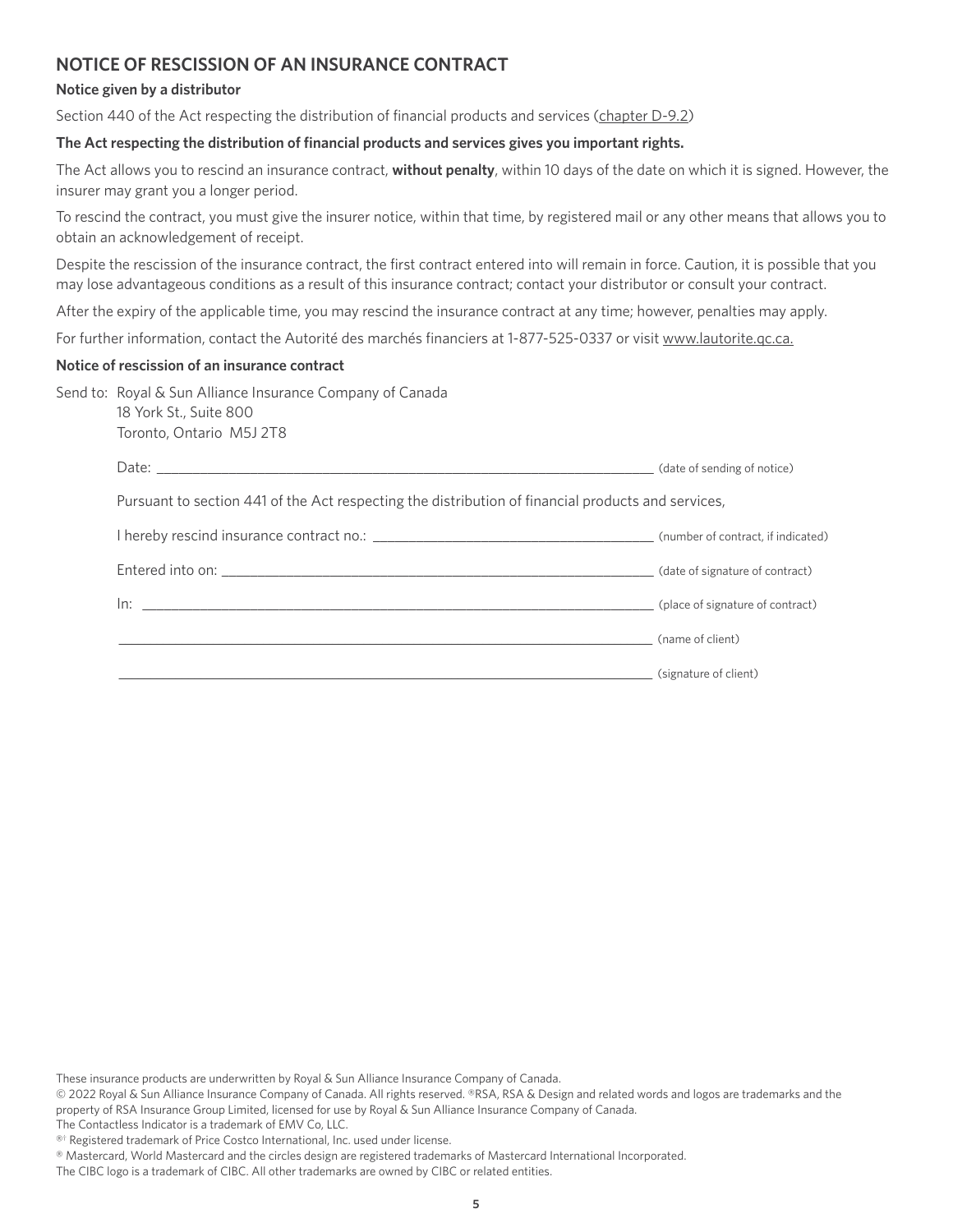## NOTICE OF RESCISSION OF AN INSURANCE CONTRACT

**Notice given by a distributor**

Section 440 of the Act respecting the distribution of financial products and services (chapter D-9.2)

**The Act respecting the distribution of financial products and services gives you important rights.**

The Act allows you to rescind an insurance contract, **without penalty**, within 10 days of the date on which it is signed. However, the insurer may grant you a longer period.

To rescind the contract, you must give the insurer notice, within that time, by registered mail or any other means that allows you to obtain an acknowledgement of receipt.

Despite the rescission of the insurance contract, the first contract entered into will remain in force. Caution, it is possible that you may lose advantageous conditions as a result of this insurance contract; contact your distributor or consult your contract.

After the expiry of the applicable time, you may rescind the insurance contract at any time; however, penalties may apply.

For further information, contact the Autorité des marchés financiers at 1-877-525-0337 or visit www.lautorite.qc.ca.

**Notice of rescission of an insurance contract**

Send to: Royal & Sun Alliance Insurance Company of Canada
18 York St., Suite 800
Toronto, Ontario M5J 2T8

Date: ______________________________ (date of sending of notice)

Pursuant to section 441 of the Act respecting the distribution of financial products and services,

I hereby rescind insurance contract no.: ______________________________ (number of contract, if indicated)

Entered into on: ______________________________ (date of signature of contract)

In: ______________________________ (place of signature of contract)

______________________________ (name of client)

______________________________ (signature of client)

These insurance products are underwritten by Royal & Sun Alliance Insurance Company of Canada.
© 2022 Royal & Sun Alliance Insurance Company of Canada. All rights reserved. ®RSA, RSA & Design and related words and logos are trademarks and the property of RSA Insurance Group Limited, licensed for use by Royal & Sun Alliance Insurance Company of Canada.
The Contactless Indicator is a trademark of EMV Co, LLC.
®† Registered trademark of Price Costco International, Inc. used under license.
® Mastercard, World Mastercard and the circles design are registered trademarks of Mastercard International Incorporated.
The CIBC logo is a trademark of CIBC. All other trademarks are owned by CIBC or related entities.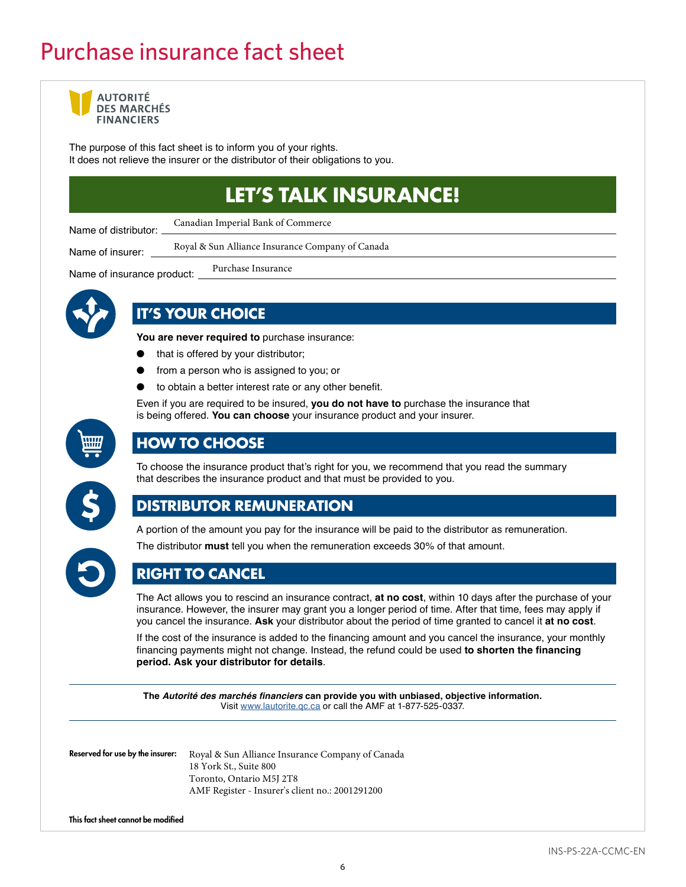# Purchase insurance fact sheet

AUTORITÉ DES MARCHÉS FINANCIERS

The purpose of this fact sheet is to inform you of your rights.
It does not relieve the insurer or the distributor of their obligations to you.

## LET'S TALK INSURANCE!

Name of distributor: Canadian Imperial Bank of Commerce

Name of insurer: Royal & Sun Alliance Insurance Company of Canada

Name of insurance product: Purchase Insurance

## IT'S YOUR CHOICE

**You are never required to** purchase insurance:

- that is offered by your distributor;
- from a person who is assigned to you; or
- to obtain a better interest rate or any other benefit.

Even if you are required to be insured, **you do not have to** purchase the insurance that is being offered. **You can choose** your insurance product and your insurer.

## HOW TO CHOOSE

To choose the insurance product that's right for you, we recommend that you read the summary that describes the insurance product and that must be provided to you.

## DISTRIBUTOR REMUNERATION

A portion of the amount you pay for the insurance will be paid to the distributor as remuneration.

The distributor **must** tell you when the remuneration exceeds 30% of that amount.

## RIGHT TO CANCEL

The Act allows you to rescind an insurance contract, **at no cost**, within 10 days after the purchase of your insurance. However, the insurer may grant you a longer period of time. After that time, fees may apply if you cancel the insurance. **Ask** your distributor about the period of time granted to cancel it **at no cost**.

If the cost of the insurance is added to the financing amount and you cancel the insurance, your monthly financing payments might not change. Instead, the refund could be used **to shorten the financing period. Ask your distributor for details**.

---

**The *Autorité des marchés financiers* can provide you with unbiased, objective information.**
Visit www.lautorite.qc.ca or call the AMF at 1-877-525-0337.

---

**Reserved for use by the insurer:** Royal & Sun Alliance Insurance Company of Canada
18 York St., Suite 800
Toronto, Ontario M5J 2T8
AMF Register - Insurer's client no.: 2001291200

**This fact sheet cannot be modified**

INS-PS-22A-CCMC-EN